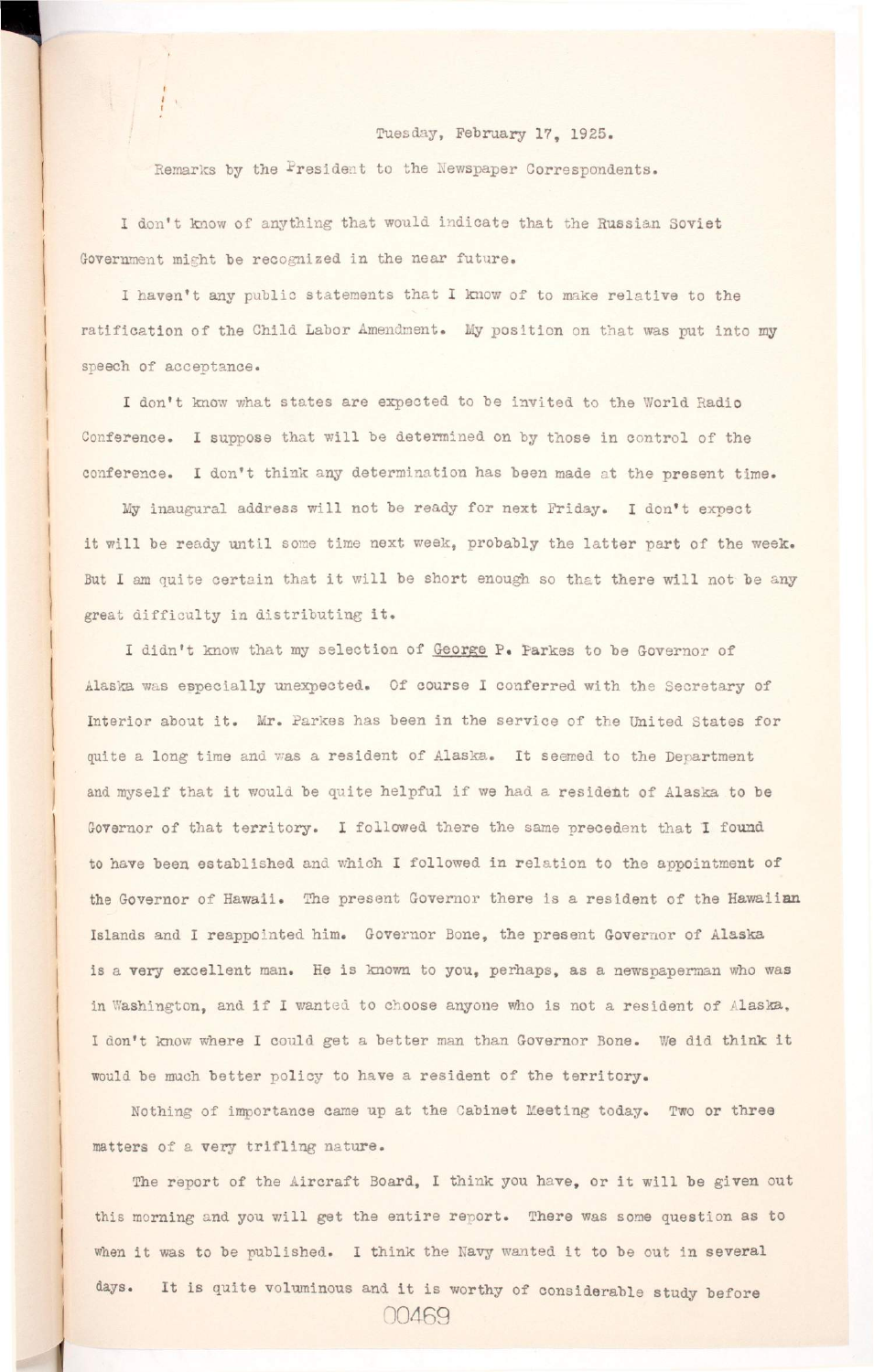Tuesday, February 17, 1925.

Remarks by the President to the Newspaper Correspondents.

I don't know of anything that would indicate that the Russian Soviet Government might be recognized in the near future.

I haven't any public statements that I know of to make relative to the ratification of the Child Labor Amendment. My position on that was put into my speech of acceptance.

I don't know what states are expected to be invited to the World Radio Conference. I suppose that will be determined on by those in control of the conference. I don't think any determination has been made at the present time.

My inaugural address will not be ready for next Friday. I don't expect it will be ready until some time next week, probably the latter part of the week. But I am quite certain that it will be short enough so that there will not be any great difficulty in distributing it.

I didn't know that my selection of George P. Parkes to be Governor of Alaska was especially unexpected. Of course I conferred with the Secretary of Interior about it. Mr. Parkes has been in the service of the United States for quite a long time and was a resident of Alaska. It seemed to the Department and myself that it would be quite helpful if we had a resident of Alaska to be Governor of that territory. I followed there the same precedent that I found to have been established and which I followed in relation to the appointment of the Governor of Hawaii. The present Governor there is a resident of the Hawaiian Islands and I reappointed him. Governor Bone, the present Governor of Alaska is a very excellent man. He is known to you, perhaps, as a newspaperman who was in Washington, and if I wanted to choose anyone who is not a resident of Alaska, I don't know where I could get a better man than Governor Bone. We did think it would be much better policy to have a resident of the territory.

Nothing of importance came up at the Cabinet Meeting today. Two or three matters of a very trifling nature.

The report of the Aircraft Board, I think you have, or it will be given out this morning and you will get the entire report. There was some question as to when it was to be published. I think the Navy wanted it to be out in several days. It is quite voluminous and it is worthy of considerable study before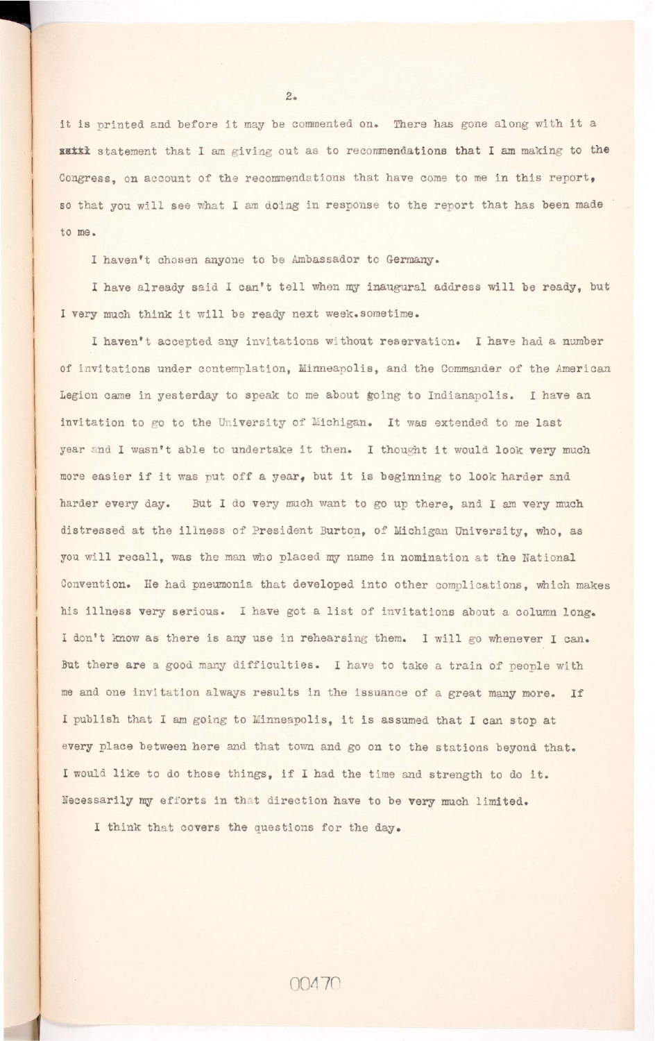it is printed and before it may be commented on. There has gone along with it a ~~xxxxx~~ statement that I am giving out as to recommendations that I am making to the Congress, on account of the recommendations that have come to me in this report, so that you will see what I am doing in response to the report that has been made to me.

I haven't chosen anyone to be Ambassador to Germany.

I have already said I can't tell when my inaugural address will be ready, but I very much think it will be ready next week.sometime.

I haven't accepted any invitations without reservation. I have had a number of invitations under contemplation, Minneapolis, and the Commander of the American Legion came in yesterday to speak to me about going to Indianapolis. I have an invitation to go to the University of Michigan. It was extended to me last year and I wasn't able to undertake it then. I thought it would look very much more easier if it was put off a year, but it is beginning to look harder and harder every day. But I do very much want to go up there, and I am very much distressed at the illness of President Burton, of Michigan University, who, as you will recall, was the man who placed my name in nomination at the National Convention. He had pneumonia that developed into other complications, which makes his illness very serious. I have got a list of invitations about a column long. I don't know as there is any use in rehearsing them. I will go whenever I can. But there are a good many difficulties. I have to take a train of people with me and one invitation always results in the issuance of a great many more. If I publish that I am going to Minneapolis, it is assumed that I can stop at every place between here and that town and go on to the stations beyond that. I would like to do those things, if I had the time and strength to do it. Necessarily my efforts in that direction have to be very much limited.

I think that covers the questions for the day.